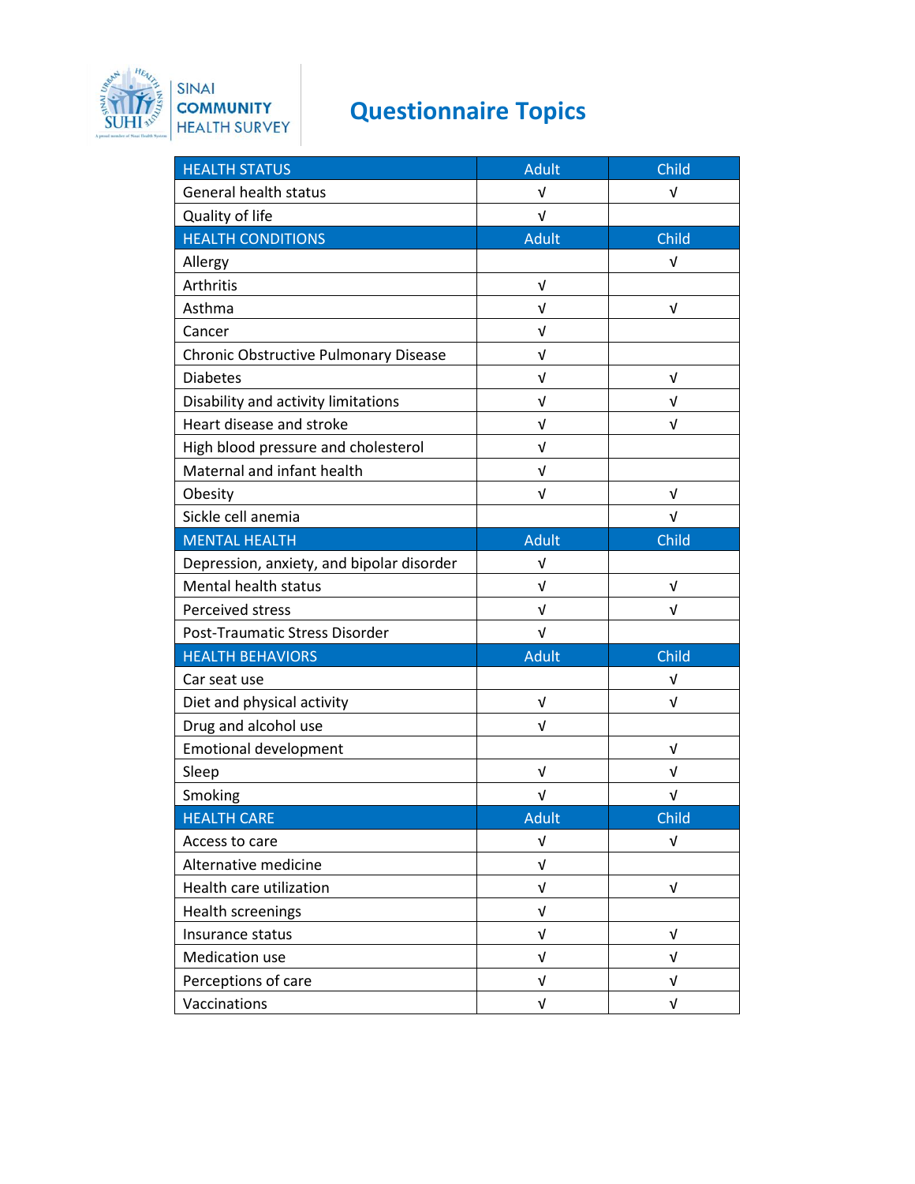SINAI COMMUNITY HEALTH SURVEY

# Questionnaire Topics

| HEALTH STATUS | Adult | Child |
|---|---|---|
| General health status | √ | √ |
| Quality of life | √ | |
| **HEALTH CONDITIONS** | **Adult** | **Child** |
| Allergy | | √ |
| Arthritis | √ | |
| Asthma | √ | √ |
| Cancer | √ | |
| Chronic Obstructive Pulmonary Disease | √ | |
| Diabetes | √ | √ |
| Disability and activity limitations | √ | √ |
| Heart disease and stroke | √ | √ |
| High blood pressure and cholesterol | √ | |
| Maternal and infant health | √ | |
| Obesity | √ | √ |
| Sickle cell anemia | | √ |
| **MENTAL HEALTH** | **Adult** | **Child** |
| Depression, anxiety, and bipolar disorder | √ | |
| Mental health status | √ | √ |
| Perceived stress | √ | √ |
| Post-Traumatic Stress Disorder | √ | |
| **HEALTH BEHAVIORS** | **Adult** | **Child** |
| Car seat use | | √ |
| Diet and physical activity | √ | √ |
| Drug and alcohol use | √ | |
| Emotional development | | √ |
| Sleep | √ | √ |
| Smoking | √ | √ |
| **HEALTH CARE** | **Adult** | **Child** |
| Access to care | √ | √ |
| Alternative medicine | √ | |
| Health care utilization | √ | √ |
| Health screenings | √ | |
| Insurance status | √ | √ |
| Medication use | √ | √ |
| Perceptions of care | √ | √ |
| Vaccinations | √ | √ |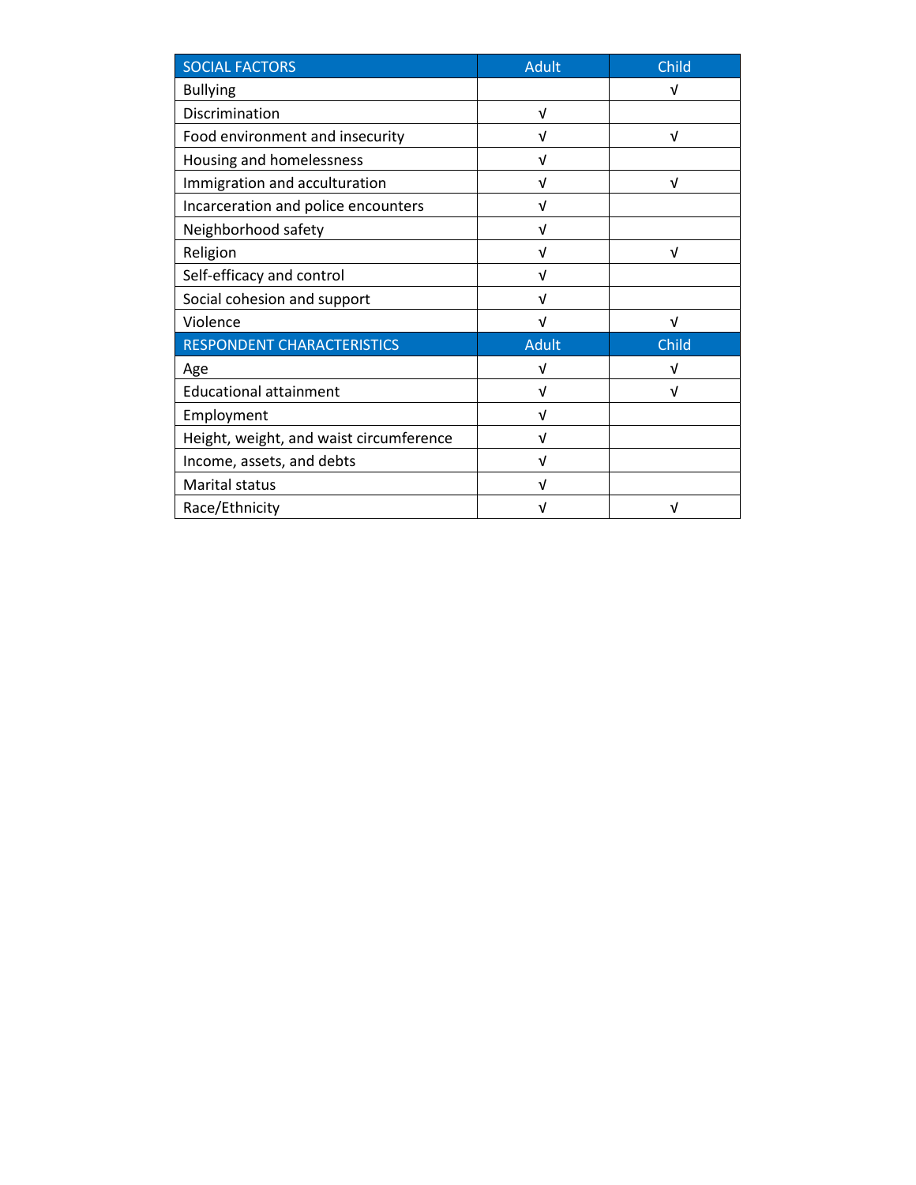| SOCIAL FACTORS | Adult | Child |
|---|---|---|
| Bullying | | √ |
| Discrimination | √ | |
| Food environment and insecurity | √ | √ |
| Housing and homelessness | √ | |
| Immigration and acculturation | √ | √ |
| Incarceration and police encounters | √ | |
| Neighborhood safety | √ | |
| Religion | √ | √ |
| Self-efficacy and control | √ | |
| Social cohesion and support | √ | |
| Violence | √ | √ |
| **RESPONDENT CHARACTERISTICS** | **Adult** | **Child** |
| Age | √ | √ |
| Educational attainment | √ | √ |
| Employment | √ | |
| Height, weight, and waist circumference | √ | |
| Income, assets, and debts | √ | |
| Marital status | √ | |
| Race/Ethnicity | √ | √ |